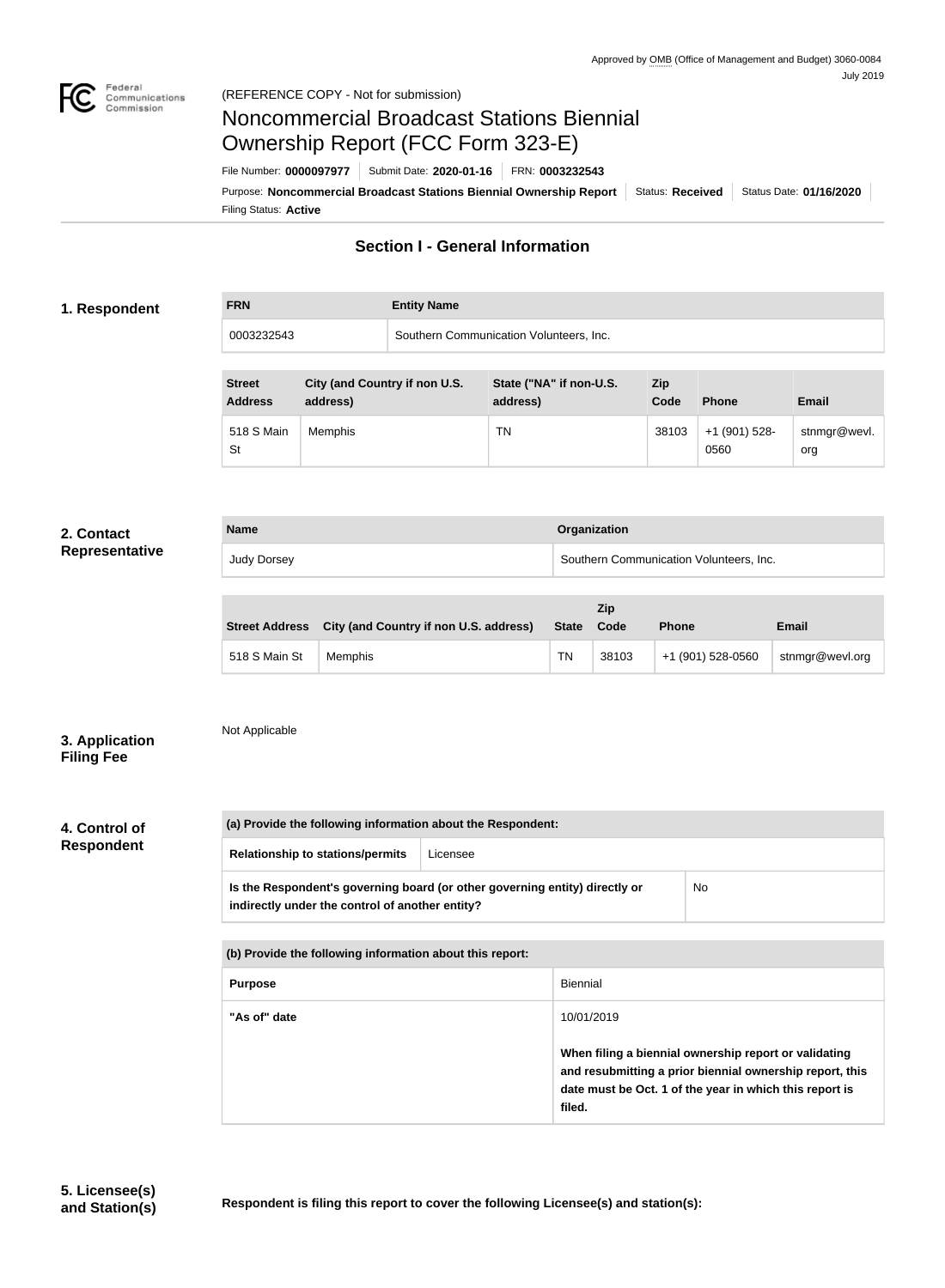Approved by OMB (Office of Management and Budget) 3060-0084
July 2019

(REFERENCE COPY - Not for submission)

# Noncommercial Broadcast Stations Biennial Ownership Report (FCC Form 323-E)

File Number: **0000097977** | Submit Date: **2020-01-16** | FRN: **0003232543**

Purpose: **Noncommercial Broadcast Stations Biennial Ownership Report** | Status: **Received** | Status Date: **01/16/2020**

Filing Status: **Active**

## Section I - General Information

### 1. Respondent

| FRN | Entity Name |
|---|---|
| 0003232543 | Southern Communication Volunteers, Inc. |

| Street Address | City (and Country if non U.S. address) | State ("NA" if non-U.S. address) | Zip Code | Phone | Email |
|---|---|---|---|---|---|
| 518 S Main St | Memphis | TN | 38103 | +1 (901) 528-0560 | stnmgr@wevl.org |

### 2. Contact Representative

| Name | Organization |
|---|---|
| Judy Dorsey | Southern Communication Volunteers, Inc. |

| Street Address | City (and Country if non U.S. address) | State | Zip Code | Phone | Email |
|---|---|---|---|---|---|
| 518 S Main St | Memphis | TN | 38103 | +1 (901) 528-0560 | stnmgr@wevl.org |

### 3. Application Filing Fee

Not Applicable

### 4. Control of Respondent

| (a) Provide the following information about the Respondent: | |
|---|---|
| Relationship to stations/permits | Licensee |
| Is the Respondent's governing board (or other governing entity) directly or indirectly under the control of another entity? | No |

| (b) Provide the following information about this report: | |
|---|---|
| Purpose | Biennial |
| "As of" date | 10/01/2019<br><br>**When filing a biennial ownership report or validating and resubmitting a prior biennial ownership report, this date must be Oct. 1 of the year in which this report is filed.** |

### 5. Licensee(s) and Station(s)

**Respondent is filing this report to cover the following Licensee(s) and station(s):**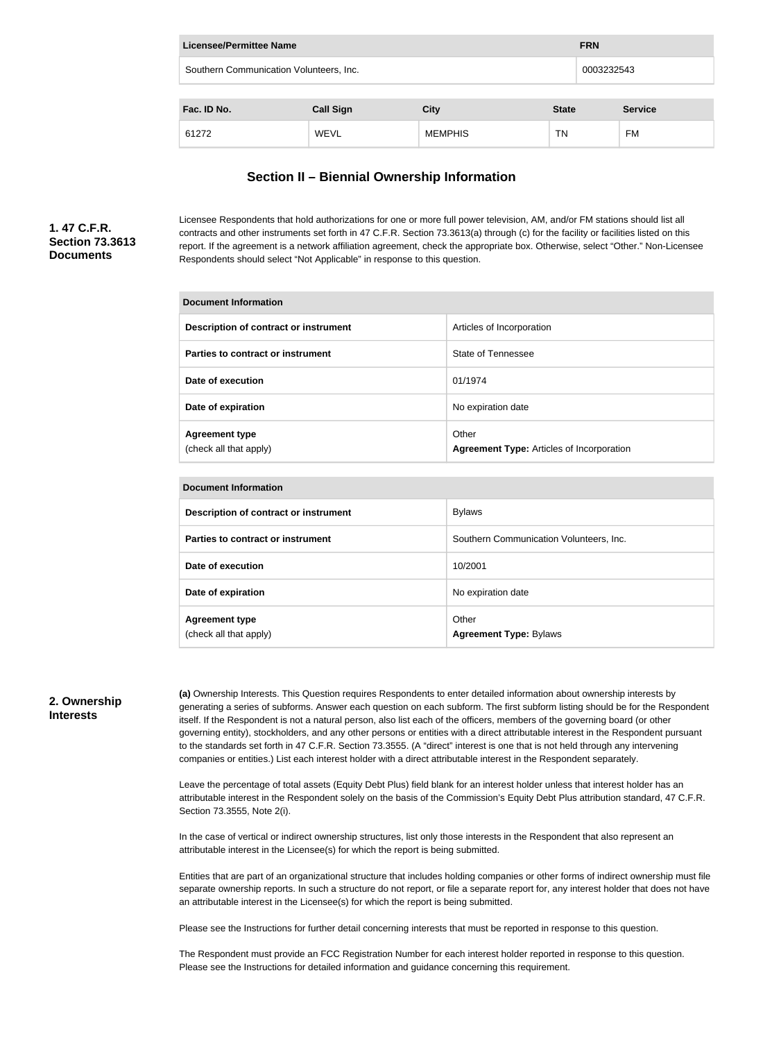| Licensee/Permittee Name | FRN |
| --- | --- |
| Southern Communication Volunteers, Inc. | 0003232543 |

| Fac. ID No. | Call Sign | City | State | Service |
| --- | --- | --- | --- | --- |
| 61272 | WEVL | MEMPHIS | TN | FM |

## Section II – Biennial Ownership Information

### 1. 47 C.F.R. Section 73.3613 Documents

Licensee Respondents that hold authorizations for one or more full power television, AM, and/or FM stations should list all contracts and other instruments set forth in 47 C.F.R. Section 73.3613(a) through (c) for the facility or facilities listed on this report. If the agreement is a network affiliation agreement, check the appropriate box. Otherwise, select "Other." Non-Licensee Respondents should select "Not Applicable" in response to this question.

| Document Information | |
| --- | --- |
| **Description of contract or instrument** | Articles of Incorporation |
| **Parties to contract or instrument** | State of Tennessee |
| **Date of execution** | 01/1974 |
| **Date of expiration** | No expiration date |
| **Agreement type** (check all that apply) | Other **Agreement Type:** Articles of Incorporation |

| Document Information | |
| --- | --- |
| **Description of contract or instrument** | Bylaws |
| **Parties to contract or instrument** | Southern Communication Volunteers, Inc. |
| **Date of execution** | 10/2001 |
| **Date of expiration** | No expiration date |
| **Agreement type** (check all that apply) | Other **Agreement Type:** Bylaws |

### 2. Ownership Interests

**(a)** Ownership Interests. This Question requires Respondents to enter detailed information about ownership interests by generating a series of subforms. Answer each question on each subform. The first subform listing should be for the Respondent itself. If the Respondent is not a natural person, also list each of the officers, members of the governing board (or other governing entity), stockholders, and any other persons or entities with a direct attributable interest in the Respondent pursuant to the standards set forth in 47 C.F.R. Section 73.3555. (A "direct" interest is one that is not held through any intervening companies or entities.) List each interest holder with a direct attributable interest in the Respondent separately.

Leave the percentage of total assets (Equity Debt Plus) field blank for an interest holder unless that interest holder has an attributable interest in the Respondent solely on the basis of the Commission's Equity Debt Plus attribution standard, 47 C.F.R. Section 73.3555, Note 2(i).

In the case of vertical or indirect ownership structures, list only those interests in the Respondent that also represent an attributable interest in the Licensee(s) for which the report is being submitted.

Entities that are part of an organizational structure that includes holding companies or other forms of indirect ownership must file separate ownership reports. In such a structure do not report, or file a separate report for, any interest holder that does not have an attributable interest in the Licensee(s) for which the report is being submitted.

Please see the Instructions for further detail concerning interests that must be reported in response to this question.

The Respondent must provide an FCC Registration Number for each interest holder reported in response to this question. Please see the Instructions for detailed information and guidance concerning this requirement.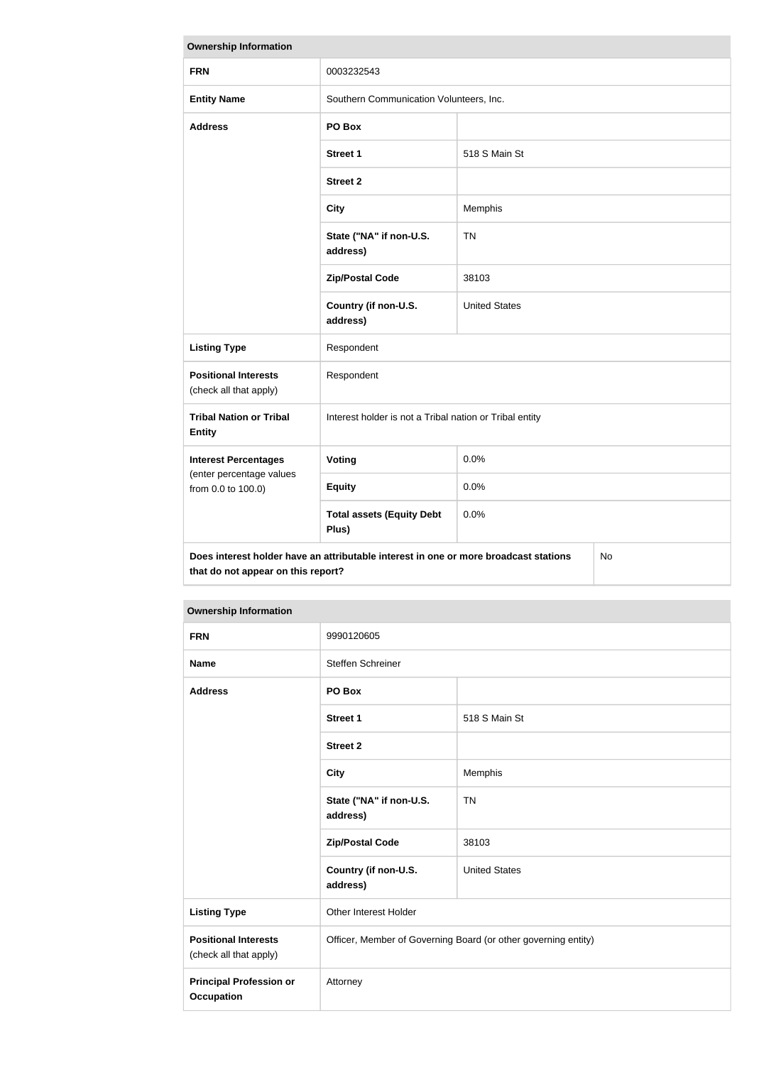| Ownership Information | | |
|---|---|---|
| **FRN** | 0003232543 | |
| **Entity Name** | Southern Communication Volunteers, Inc. | |
| **Address** | **PO Box** | |
| | **Street 1** | 518 S Main St |
| | **Street 2** | |
| | **City** | Memphis |
| | **State ("NA" if non-U.S. address)** | TN |
| | **Zip/Postal Code** | 38103 |
| | **Country (if non-U.S. address)** | United States |
| **Listing Type** | Respondent | |
| **Positional Interests** (check all that apply) | Respondent | |
| **Tribal Nation or Tribal Entity** | Interest holder is not a Tribal nation or Tribal entity | |
| **Interest Percentages** (enter percentage values from 0.0 to 100.0) | **Voting** | 0.0% |
| | **Equity** | 0.0% |
| | **Total assets (Equity Debt Plus)** | 0.0% |
| **Does interest holder have an attributable interest in one or more broadcast stations that do not appear on this report?** | | No |

| Ownership Information | | |
|---|---|---|
| **FRN** | 9990120605 | |
| **Name** | Steffen Schreiner | |
| **Address** | **PO Box** | |
| | **Street 1** | 518 S Main St |
| | **Street 2** | |
| | **City** | Memphis |
| | **State ("NA" if non-U.S. address)** | TN |
| | **Zip/Postal Code** | 38103 |
| | **Country (if non-U.S. address)** | United States |
| **Listing Type** | Other Interest Holder | |
| **Positional Interests** (check all that apply) | Officer, Member of Governing Board (or other governing entity) | |
| **Principal Profession or Occupation** | Attorney | |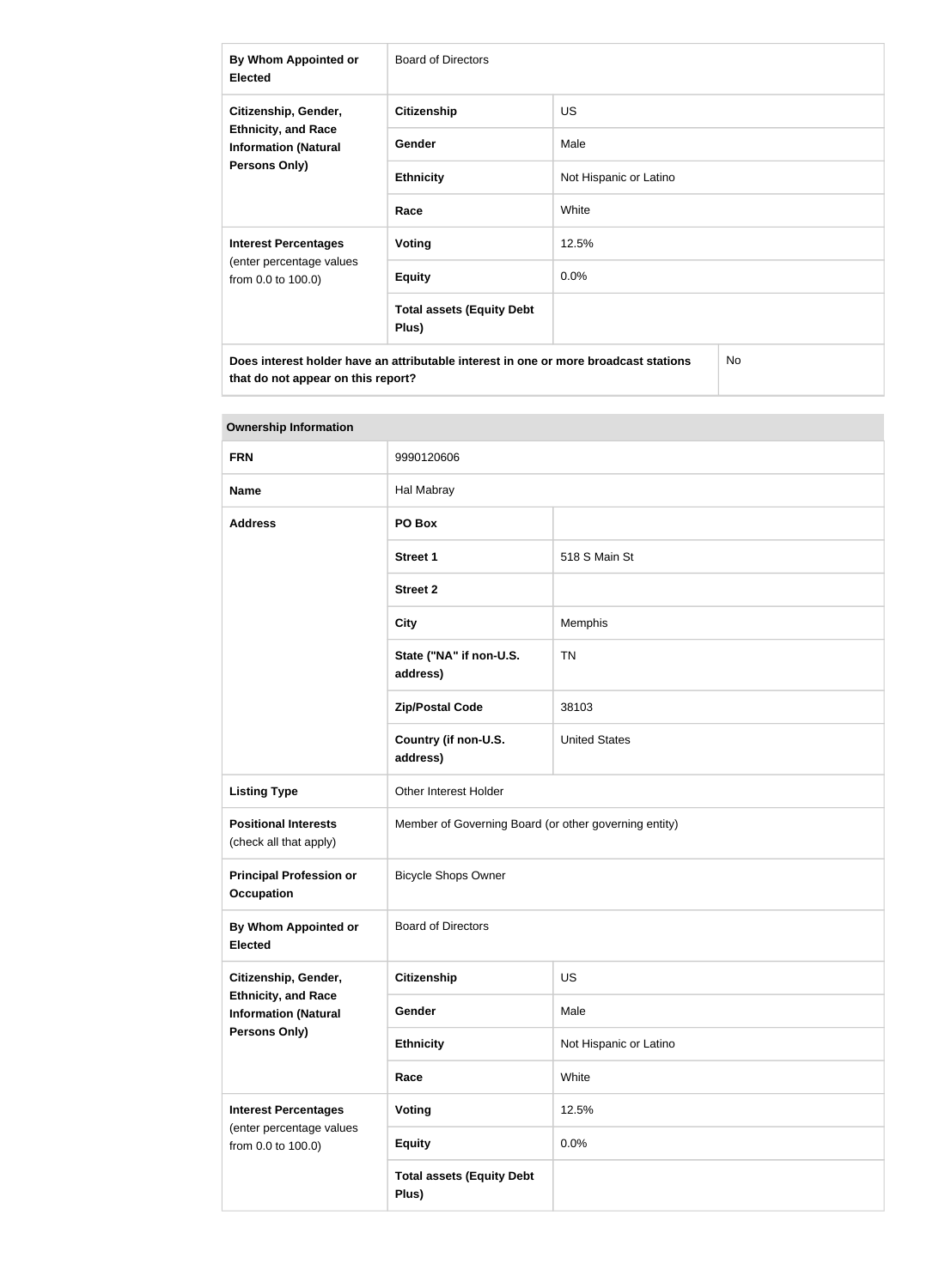| | | |
|---|---|---|
| **By Whom Appointed or Elected** | Board of Directors | |
| **Citizenship, Gender, Ethnicity, and Race Information (Natural Persons Only)** | **Citizenship** | US |
| | **Gender** | Male |
| | **Ethnicity** | Not Hispanic or Latino |
| | **Race** | White |
| **Interest Percentages** (enter percentage values from 0.0 to 100.0) | **Voting** | 12.5% |
| | **Equity** | 0.0% |
| | **Total assets (Equity Debt Plus)** | |
| **Does interest holder have an attributable interest in one or more broadcast stations that do not appear on this report?** | | No |

| **Ownership Information** | | |
|---|---|---|
| **FRN** | 9990120606 | |
| **Name** | Hal Mabray | |
| **Address** | **PO Box** | |
| | **Street 1** | 518 S Main St |
| | **Street 2** | |
| | **City** | Memphis |
| | **State ("NA" if non-U.S. address)** | TN |
| | **Zip/Postal Code** | 38103 |
| | **Country (if non-U.S. address)** | United States |
| **Listing Type** | Other Interest Holder | |
| **Positional Interests** (check all that apply) | Member of Governing Board (or other governing entity) | |
| **Principal Profession or Occupation** | Bicycle Shops Owner | |
| **By Whom Appointed or Elected** | Board of Directors | |
| **Citizenship, Gender, Ethnicity, and Race Information (Natural Persons Only)** | **Citizenship** | US |
| | **Gender** | Male |
| | **Ethnicity** | Not Hispanic or Latino |
| | **Race** | White |
| **Interest Percentages** (enter percentage values from 0.0 to 100.0) | **Voting** | 12.5% |
| | **Equity** | 0.0% |
| | **Total assets (Equity Debt Plus)** | |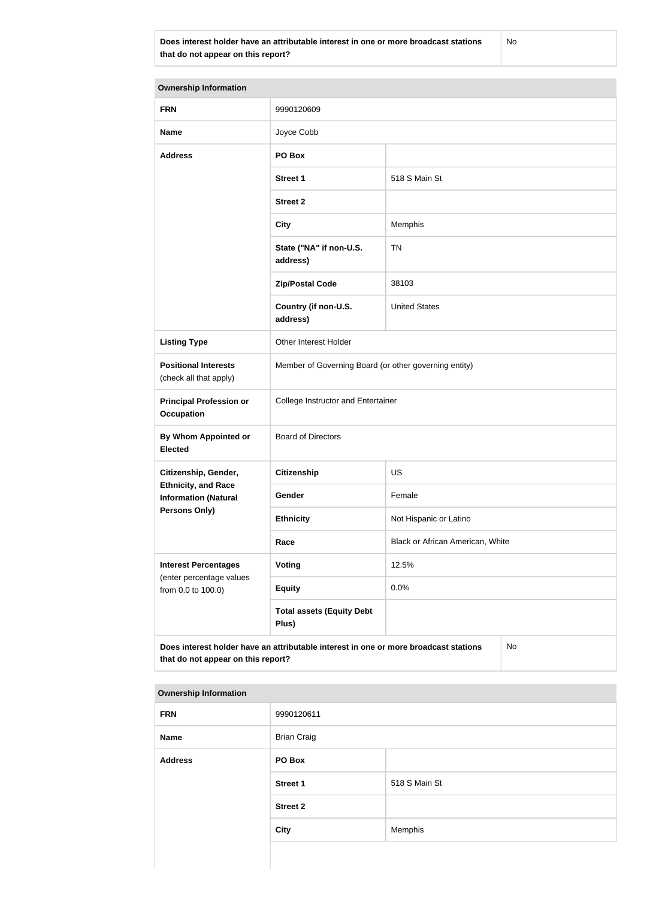| Does interest holder have an attributable interest in one or more broadcast stations that do not appear on this report? | No |
| --- | --- |

| Ownership Information | | |
| --- | --- | --- |
| **FRN** | 9990120609 | |
| **Name** | Joyce Cobb | |
| **Address** | **PO Box** | |
| | **Street 1** | 518 S Main St |
| | **Street 2** | |
| | **City** | Memphis |
| | **State ("NA" if non-U.S. address)** | TN |
| | **Zip/Postal Code** | 38103 |
| | **Country (if non-U.S. address)** | United States |
| **Listing Type** | Other Interest Holder | |
| **Positional Interests** (check all that apply) | Member of Governing Board (or other governing entity) | |
| **Principal Profession or Occupation** | College Instructor and Entertainer | |
| **By Whom Appointed or Elected** | Board of Directors | |
| **Citizenship, Gender, Ethnicity, and Race Information (Natural Persons Only)** | **Citizenship** | US |
| | **Gender** | Female |
| | **Ethnicity** | Not Hispanic or Latino |
| | **Race** | Black or African American, White |
| **Interest Percentages** (enter percentage values from 0.0 to 100.0) | **Voting** | 12.5% |
| | **Equity** | 0.0% |
| | **Total assets (Equity Debt Plus)** | |
| **Does interest holder have an attributable interest in one or more broadcast stations that do not appear on this report?** | | No |

| Ownership Information | | |
| --- | --- | --- |
| **FRN** | 9990120611 | |
| **Name** | Brian Craig | |
| **Address** | **PO Box** | |
| | **Street 1** | 518 S Main St |
| | **Street 2** | |
| | **City** | Memphis |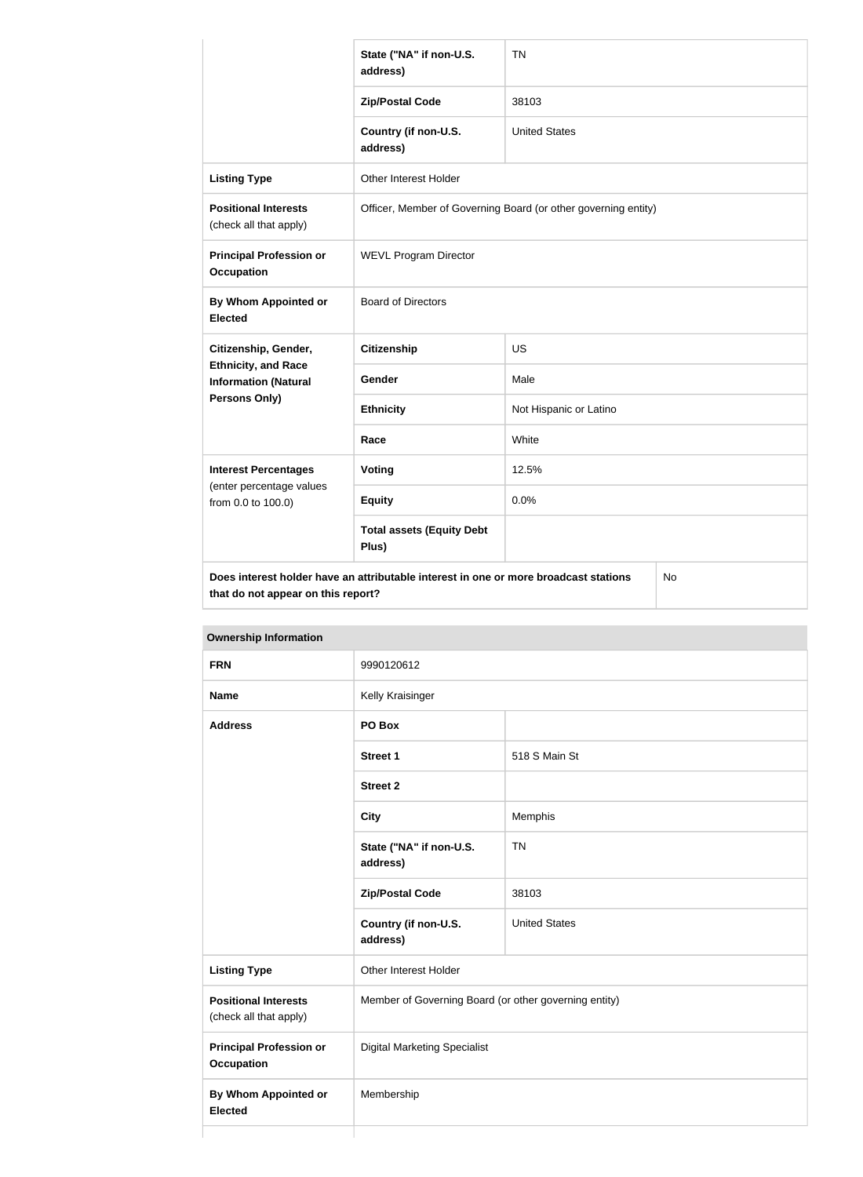| | | |
|---|---|---|
| | State ("NA" if non-U.S. address) | TN |
| | Zip/Postal Code | 38103 |
| | Country (if non-U.S. address) | United States |
| Listing Type | Other Interest Holder | |
| Positional Interests (check all that apply) | Officer, Member of Governing Board (or other governing entity) | |
| Principal Profession or Occupation | WEVL Program Director | |
| By Whom Appointed or Elected | Board of Directors | |
| Citizenship, Gender, Ethnicity, and Race Information (Natural Persons Only) | Citizenship | US |
| | Gender | Male |
| | Ethnicity | Not Hispanic or Latino |
| | Race | White |
| Interest Percentages (enter percentage values from 0.0 to 100.0) | Voting | 12.5% |
| | Equity | 0.0% |
| | Total assets (Equity Debt Plus) | |
| Does interest holder have an attributable interest in one or more broadcast stations that do not appear on this report? | | No |

**Ownership Information**

| | | |
|---|---|---|
| FRN | 9990120612 | |
| Name | Kelly Kraisinger | |
| Address | PO Box | |
| | Street 1 | 518 S Main St |
| | Street 2 | |
| | City | Memphis |
| | State ("NA" if non-U.S. address) | TN |
| | Zip/Postal Code | 38103 |
| | Country (if non-U.S. address) | United States |
| Listing Type | Other Interest Holder | |
| Positional Interests (check all that apply) | Member of Governing Board (or other governing entity) | |
| Principal Profession or Occupation | Digital Marketing Specialist | |
| By Whom Appointed or Elected | Membership | |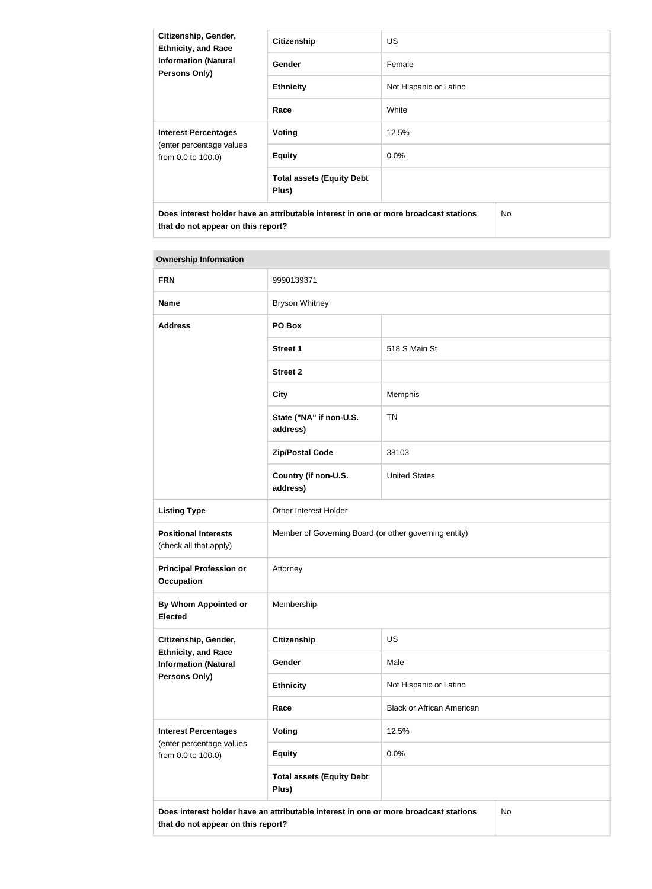| Citizenship, Gender, Ethnicity, and Race Information (Natural Persons Only) | Citizenship | US |
|---|---|---|
| | Gender | Female |
| | Ethnicity | Not Hispanic or Latino |
| | Race | White |
| Interest Percentages (enter percentage values from 0.0 to 100.0) | Voting | 12.5% |
| | Equity | 0.0% |
| | Total assets (Equity Debt Plus) | |
| Does interest holder have an attributable interest in one or more broadcast stations that do not appear on this report? | | No |

| Ownership Information | | |
|---|---|---|
| FRN | 9990139371 | |
| Name | Bryson Whitney | |
| Address | PO Box | |
| | Street 1 | 518 S Main St |
| | Street 2 | |
| | City | Memphis |
| | State ("NA" if non-U.S. address) | TN |
| | Zip/Postal Code | 38103 |
| | Country (if non-U.S. address) | United States |
| Listing Type | Other Interest Holder | |
| Positional Interests (check all that apply) | Member of Governing Board (or other governing entity) | |
| Principal Profession or Occupation | Attorney | |
| By Whom Appointed or Elected | Membership | |
| Citizenship, Gender, Ethnicity, and Race Information (Natural Persons Only) | Citizenship | US |
| | Gender | Male |
| | Ethnicity | Not Hispanic or Latino |
| | Race | Black or African American |
| Interest Percentages (enter percentage values from 0.0 to 100.0) | Voting | 12.5% |
| | Equity | 0.0% |
| | Total assets (Equity Debt Plus) | |
| Does interest holder have an attributable interest in one or more broadcast stations that do not appear on this report? | | No |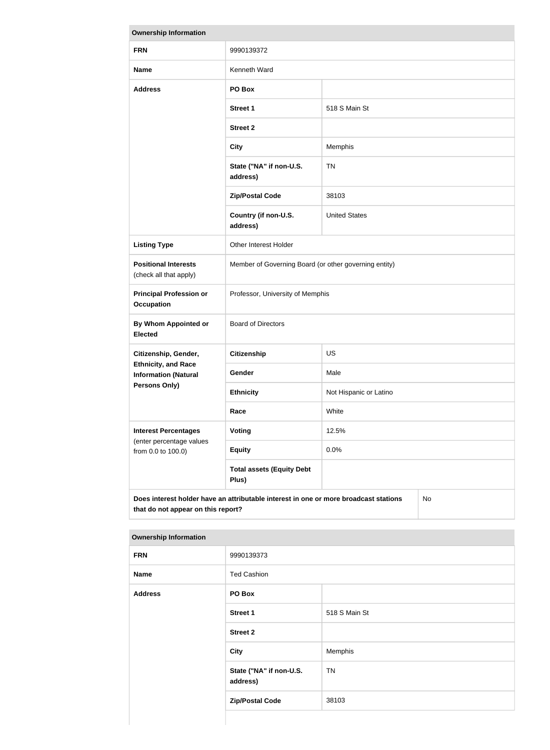| Ownership Information | | |
|---|---|---|
| **FRN** | 9990139372 | |
| **Name** | Kenneth Ward | |
| **Address** | **PO Box** | |
| | **Street 1** | 518 S Main St |
| | **Street 2** | |
| | **City** | Memphis |
| | **State ("NA" if non-U.S. address)** | TN |
| | **Zip/Postal Code** | 38103 |
| | **Country (if non-U.S. address)** | United States |
| **Listing Type** | Other Interest Holder | |
| **Positional Interests** (check all that apply) | Member of Governing Board (or other governing entity) | |
| **Principal Profession or Occupation** | Professor, University of Memphis | |
| **By Whom Appointed or Elected** | Board of Directors | |
| **Citizenship, Gender, Ethnicity, and Race Information (Natural Persons Only)** | **Citizenship** | US |
| | **Gender** | Male |
| | **Ethnicity** | Not Hispanic or Latino |
| | **Race** | White |
| **Interest Percentages** (enter percentage values from 0.0 to 100.0) | **Voting** | 12.5% |
| | **Equity** | 0.0% |
| | **Total assets (Equity Debt Plus)** | |
| **Does interest holder have an attributable interest in one or more broadcast stations that do not appear on this report?** | | No |

| Ownership Information | | |
|---|---|---|
| **FRN** | 9990139373 | |
| **Name** | Ted Cashion | |
| **Address** | **PO Box** | |
| | **Street 1** | 518 S Main St |
| | **Street 2** | |
| | **City** | Memphis |
| | **State ("NA" if non-U.S. address)** | TN |
| | **Zip/Postal Code** | 38103 |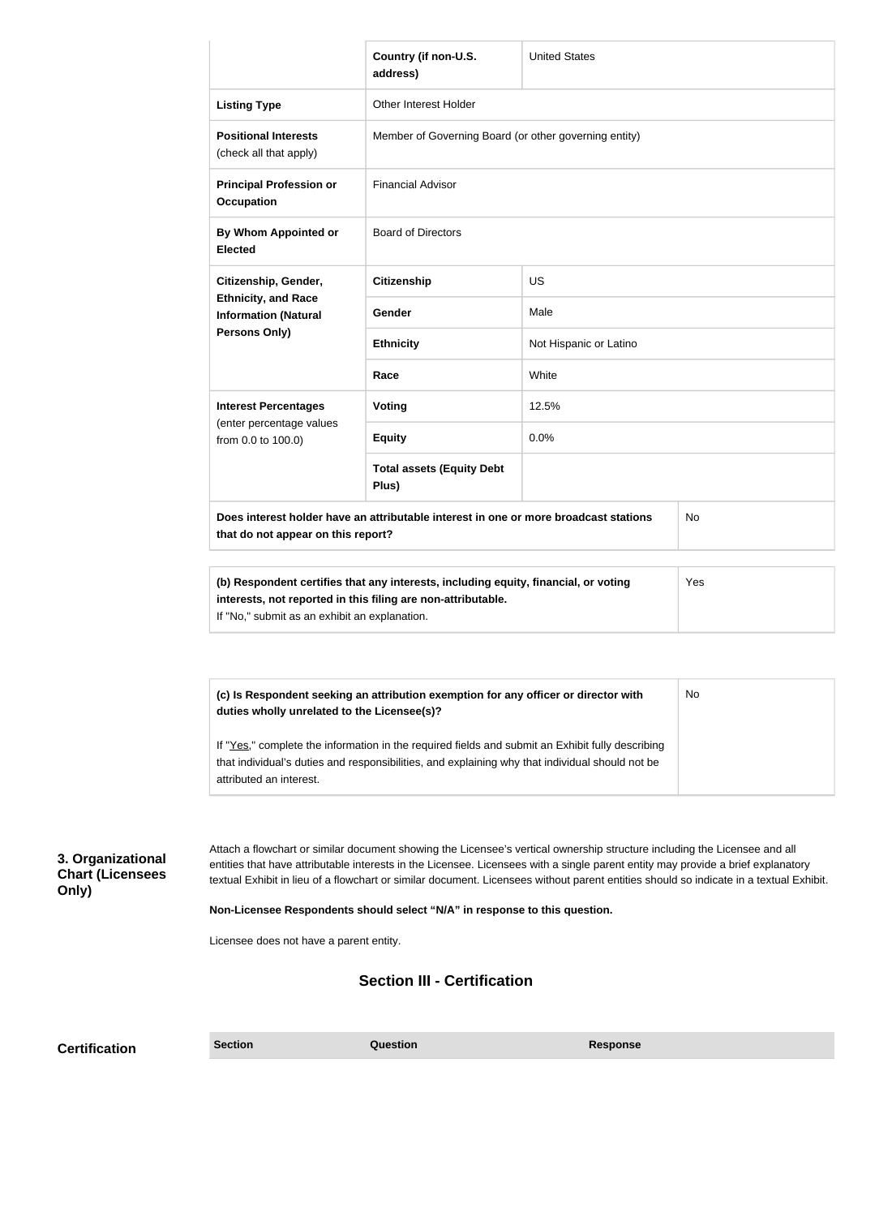| | | |
|---|---|---|
| | **Country (if non-U.S. address)** | United States |
| **Listing Type** | Other Interest Holder | |
| **Positional Interests** (check all that apply) | Member of Governing Board (or other governing entity) | |
| **Principal Profession or Occupation** | Financial Advisor | |
| **By Whom Appointed or Elected** | Board of Directors | |
| **Citizenship, Gender, Ethnicity, and Race Information (Natural Persons Only)** | **Citizenship** | US |
| | **Gender** | Male |
| | **Ethnicity** | Not Hispanic or Latino |
| | **Race** | White |
| **Interest Percentages** (enter percentage values from 0.0 to 100.0) | **Voting** | 12.5% |
| | **Equity** | 0.0% |
| | **Total assets (Equity Debt Plus)** | |
| **Does interest holder have an attributable interest in one or more broadcast stations that do not appear on this report?** | | No |

| | |
|---|---|
| **(b) Respondent certifies that any interests, including equity, financial, or voting interests, not reported in this filing are non-attributable.** If "No," submit as an exhibit an explanation. | Yes |

| | |
|---|---|
| **(c) Is Respondent seeking an attribution exemption for any officer or director with duties wholly unrelated to the Licensee(s)?** If "Yes," complete the information in the required fields and submit an Exhibit fully describing that individual's duties and responsibilities, and explaining why that individual should not be attributed an interest. | No |

### 3. Organizational Chart (Licensees Only)

Attach a flowchart or similar document showing the Licensee's vertical ownership structure including the Licensee and all entities that have attributable interests in the Licensee. Licensees with a single parent entity may provide a brief explanatory textual Exhibit in lieu of a flowchart or similar document. Licensees without parent entities should so indicate in a textual Exhibit.

**Non-Licensee Respondents should select "N/A" in response to this question.**

Licensee does not have a parent entity.

## Section III - Certification

**Certification**

| Section | Question | Response |
|---|---|---|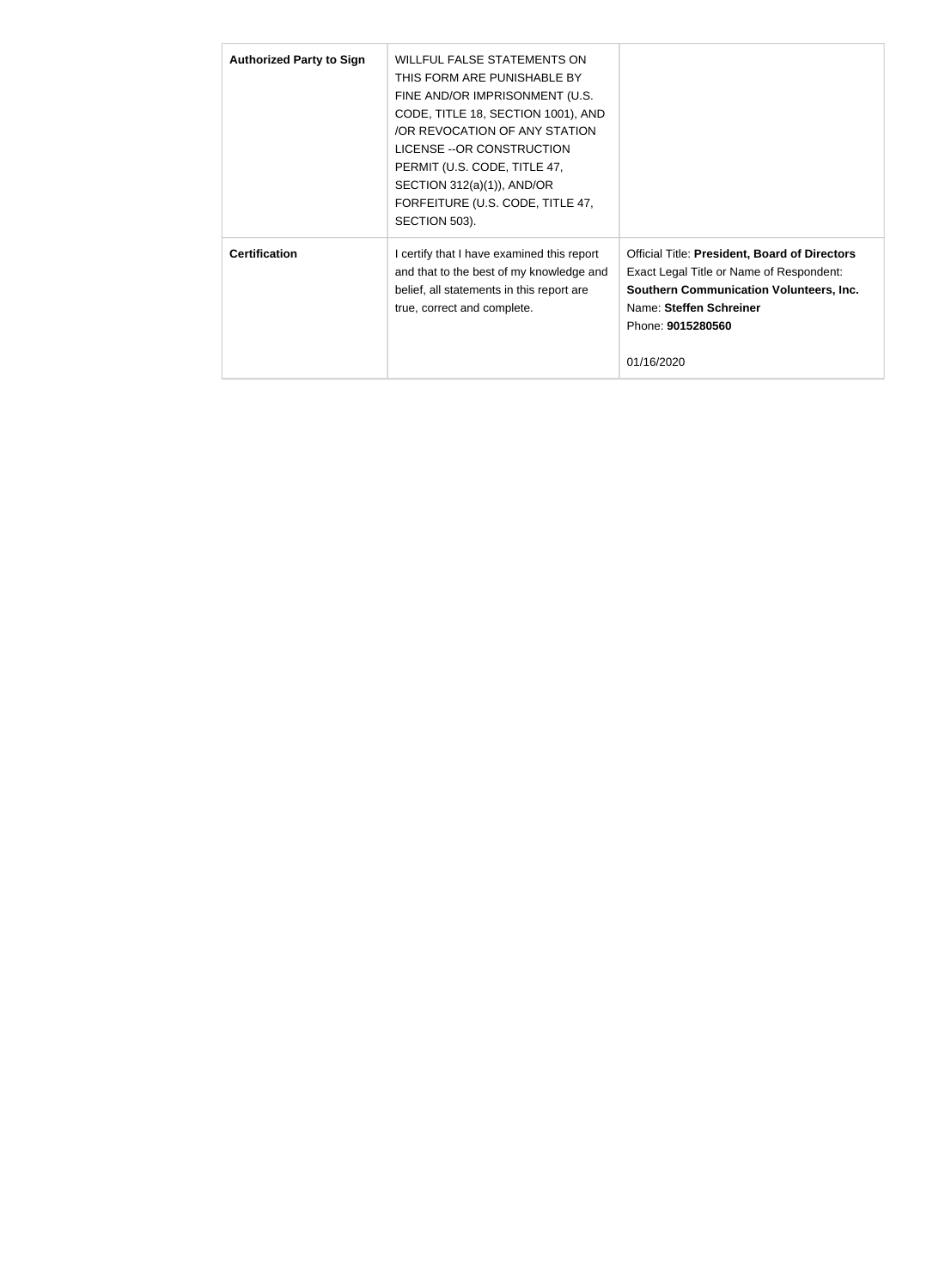| | | |
|---|---|---|
| **Authorized Party to Sign** | WILLFUL FALSE STATEMENTS ON THIS FORM ARE PUNISHABLE BY FINE AND/OR IMPRISONMENT (U.S. CODE, TITLE 18, SECTION 1001), AND /OR REVOCATION OF ANY STATION LICENSE --OR CONSTRUCTION PERMIT (U.S. CODE, TITLE 47, SECTION 312(a)(1)), AND/OR FORFEITURE (U.S. CODE, TITLE 47, SECTION 503). | |
| **Certification** | I certify that I have examined this report and that to the best of my knowledge and belief, all statements in this report are true, correct and complete. | Official Title: **President, Board of Directors**<br>Exact Legal Title or Name of Respondent: **Southern Communication Volunteers, Inc.**<br>Name: **Steffen Schreiner**<br>Phone: **9015280560**<br><br>01/16/2020 |